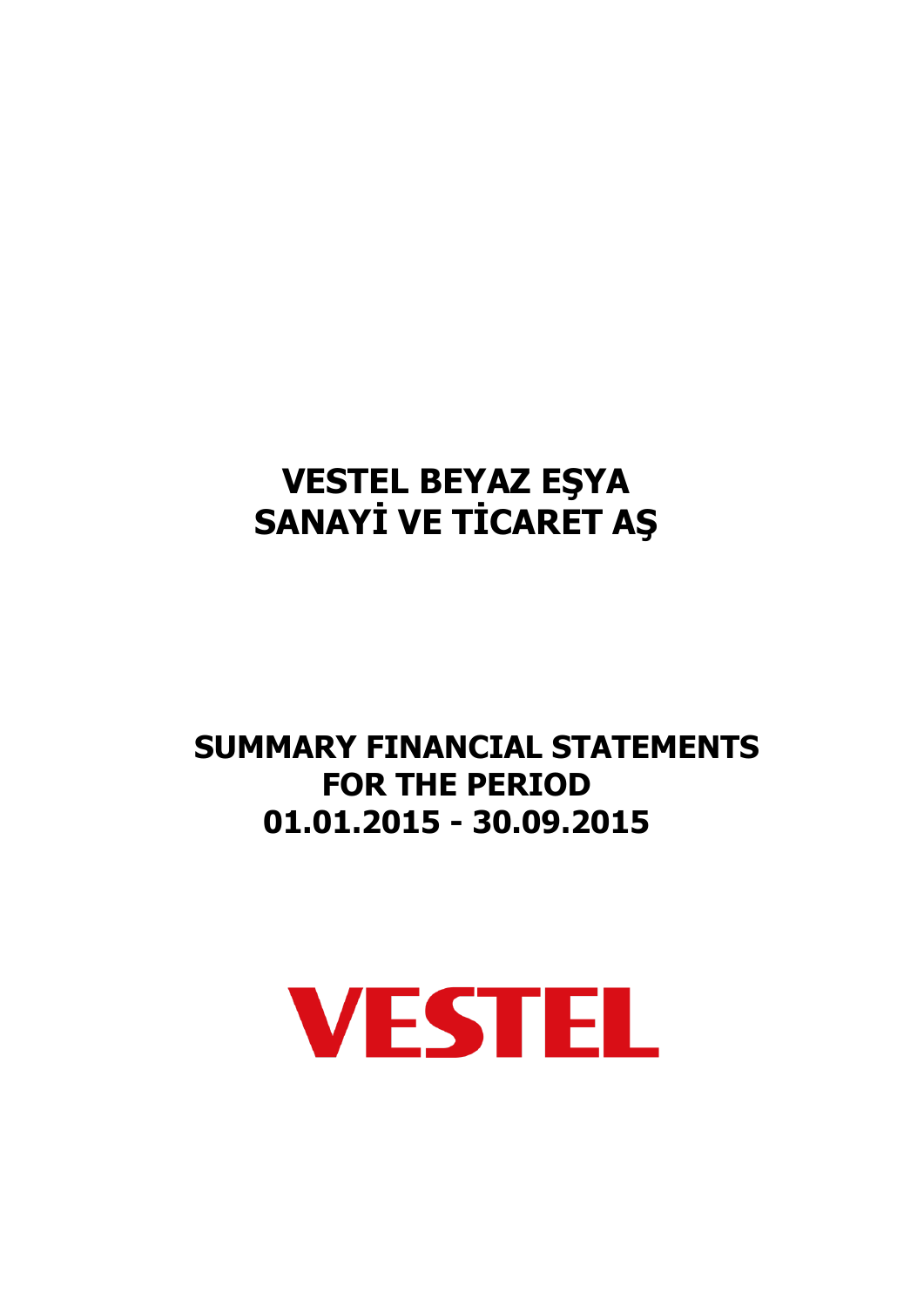# VESTEL BEYAZ EŞYA SANAYİ VE TİCARET AŞ

## SUMMARY FINANCIAL STATEMENTS FOR THE PERIOD 01.01.2015 - 30.09.2015

VESTEL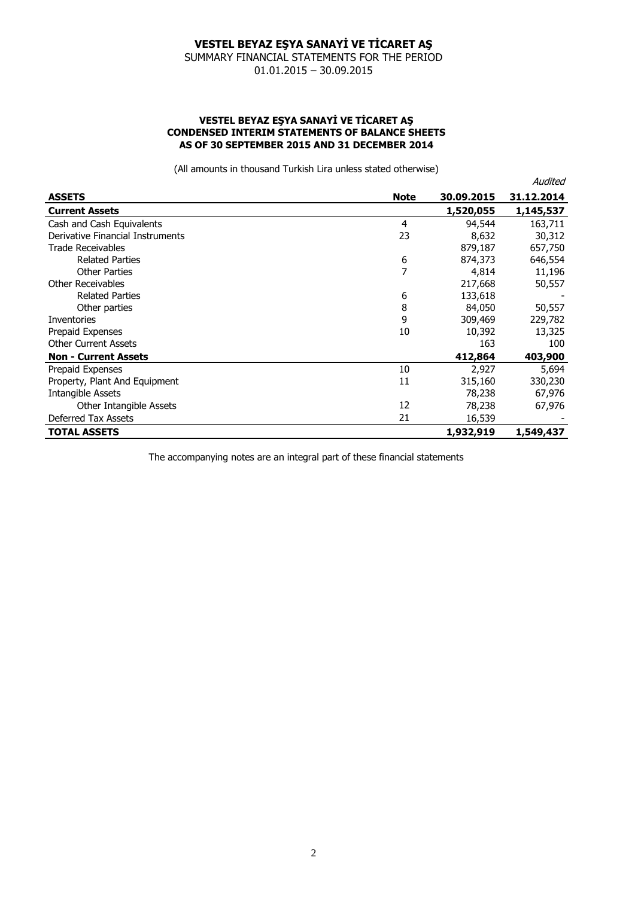# VESTEL BEYAZ EŞYA SANAYİ VE TİCARET AŞ

SUMMARY FINANCIAL STATEMENTS FOR THE PERIOD
01.01.2015 – 30.09.2015

## VESTEL BEYAZ EŞYA SANAYİ VE TİCARET AŞ
## CONDENSED INTERIM STATEMENTS OF BALANCE SHEETS
## AS OF 30 SEPTEMBER 2015 AND 31 DECEMBER 2014

(All amounts in thousand Turkish Lira unless stated otherwise)

| | | | *Audited* |
|---|---|---|---|
| **ASSETS** | **Note** | **30.09.2015** | **31.12.2014** |
| **Current Assets** | | **1,520,055** | **1,145,537** |
| Cash and Cash Equivalents | 4 | 94,544 | 163,711 |
| Derivative Financial Instruments | 23 | 8,632 | 30,312 |
| Trade Receivables | | 879,187 | 657,750 |
| Related Parties | 6 | 874,373 | 646,554 |
| Other Parties | 7 | 4,814 | 11,196 |
| Other Receivables | | 217,668 | 50,557 |
| Related Parties | 6 | 133,618 | - |
| Other parties | 8 | 84,050 | 50,557 |
| Inventories | 9 | 309,469 | 229,782 |
| Prepaid Expenses | 10 | 10,392 | 13,325 |
| Other Current Assets | | 163 | 100 |
| **Non - Current Assets** | | **412,864** | **403,900** |
| Prepaid Expenses | 10 | 2,927 | 5,694 |
| Property, Plant And Equipment | 11 | 315,160 | 330,230 |
| Intangible Assets | | 78,238 | 67,976 |
| Other Intangible Assets | 12 | 78,238 | 67,976 |
| Deferred Tax Assets | 21 | 16,539 | - |
| **TOTAL ASSETS** | | **1,932,919** | **1,549,437** |

The accompanying notes are an integral part of these financial statements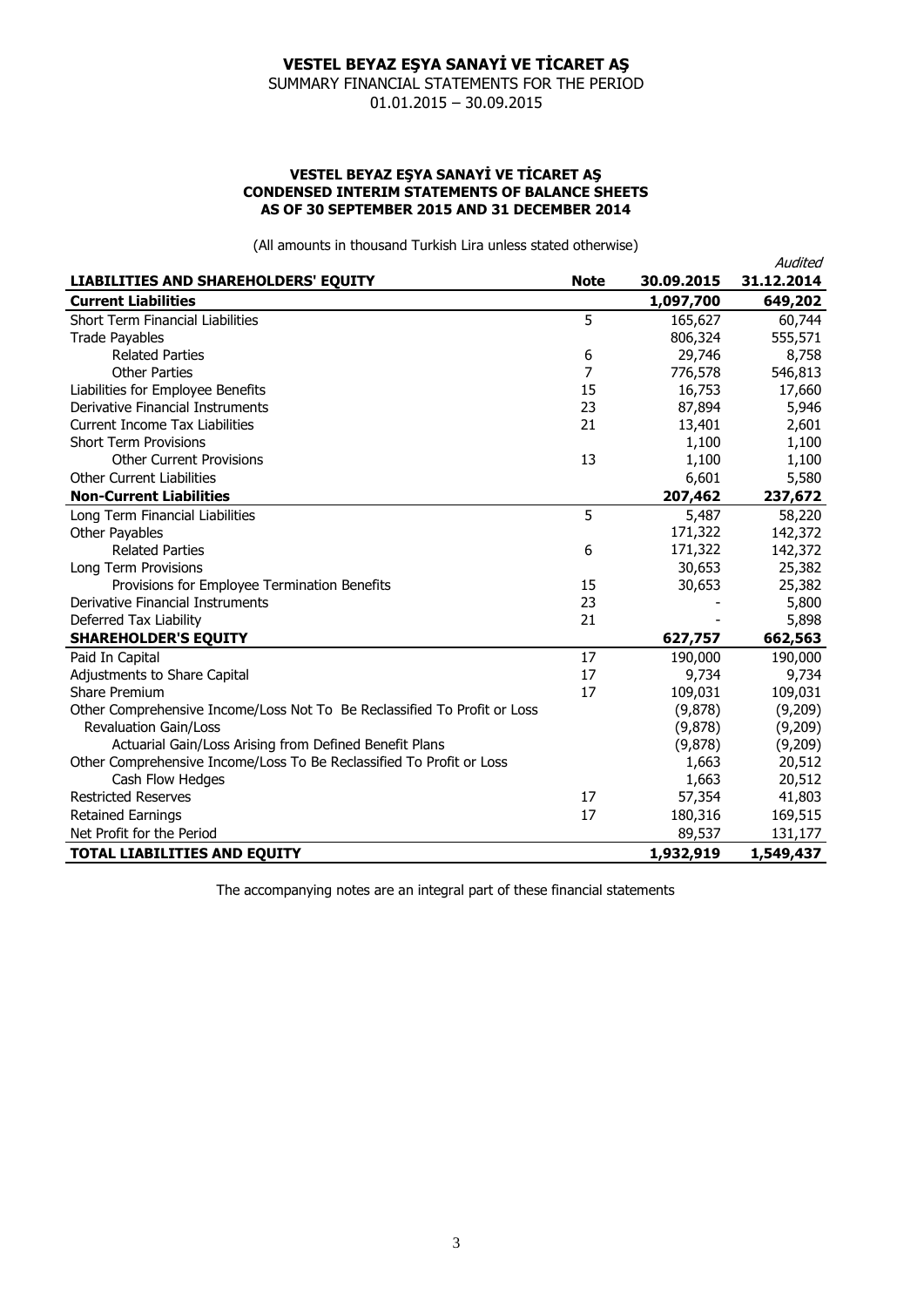# VESTEL BEYAZ EŞYA SANAYİ VE TİCARET AŞ

SUMMARY FINANCIAL STATEMENTS FOR THE PERIOD
01.01.2015 – 30.09.2015

**VESTEL BEYAZ EŞYA SANAYİ VE TİCARET AŞ**
**CONDENSED INTERIM STATEMENTS OF BALANCE SHEETS**
**AS OF 30 SEPTEMBER 2015 AND 31 DECEMBER 2014**

(All amounts in thousand Turkish Lira unless stated otherwise)

| | | | *Audited* |
|---|---|---|---|
| **LIABILITIES AND SHAREHOLDERS' EQUITY** | **Note** | **30.09.2015** | **31.12.2014** |
| **Current Liabilities** | | **1,097,700** | **649,202** |
| Short Term Financial Liabilities | 5 | 165,627 | 60,744 |
| Trade Payables | | 806,324 | 555,571 |
| Related Parties | 6 | 29,746 | 8,758 |
| Other Parties | 7 | 776,578 | 546,813 |
| Liabilities for Employee Benefits | 15 | 16,753 | 17,660 |
| Derivative Financial Instruments | 23 | 87,894 | 5,946 |
| Current Income Tax Liabilities | 21 | 13,401 | 2,601 |
| Short Term Provisions | | 1,100 | 1,100 |
| Other Current Provisions | 13 | 1,100 | 1,100 |
| Other Current Liabilities | | 6,601 | 5,580 |
| **Non-Current Liabilities** | | **207,462** | **237,672** |
| Long Term Financial Liabilities | 5 | 5,487 | 58,220 |
| Other Payables | | 171,322 | 142,372 |
| Related Parties | 6 | 171,322 | 142,372 |
| Long Term Provisions | | 30,653 | 25,382 |
| Provisions for Employee Termination Benefits | 15 | 30,653 | 25,382 |
| Derivative Financial Instruments | 23 | - | 5,800 |
| Deferred Tax Liability | 21 | - | 5,898 |
| **SHAREHOLDER'S EQUITY** | | **627,757** | **662,563** |
| Paid In Capital | 17 | 190,000 | 190,000 |
| Adjustments to Share Capital | 17 | 9,734 | 9,734 |
| Share Premium | 17 | 109,031 | 109,031 |
| Other Comprehensive Income/Loss Not To Be Reclassified To Profit or Loss | | (9,878) | (9,209) |
| Revaluation Gain/Loss | | (9,878) | (9,209) |
| Actuarial Gain/Loss Arising from Defined Benefit Plans | | (9,878) | (9,209) |
| Other Comprehensive Income/Loss To Be Reclassified To Profit or Loss | | 1,663 | 20,512 |
| Cash Flow Hedges | | 1,663 | 20,512 |
| Restricted Reserves | 17 | 57,354 | 41,803 |
| Retained Earnings | 17 | 180,316 | 169,515 |
| Net Profit for the Period | | 89,537 | 131,177 |
| **TOTAL LIABILITIES AND EQUITY** | | **1,932,919** | **1,549,437** |

The accompanying notes are an integral part of these financial statements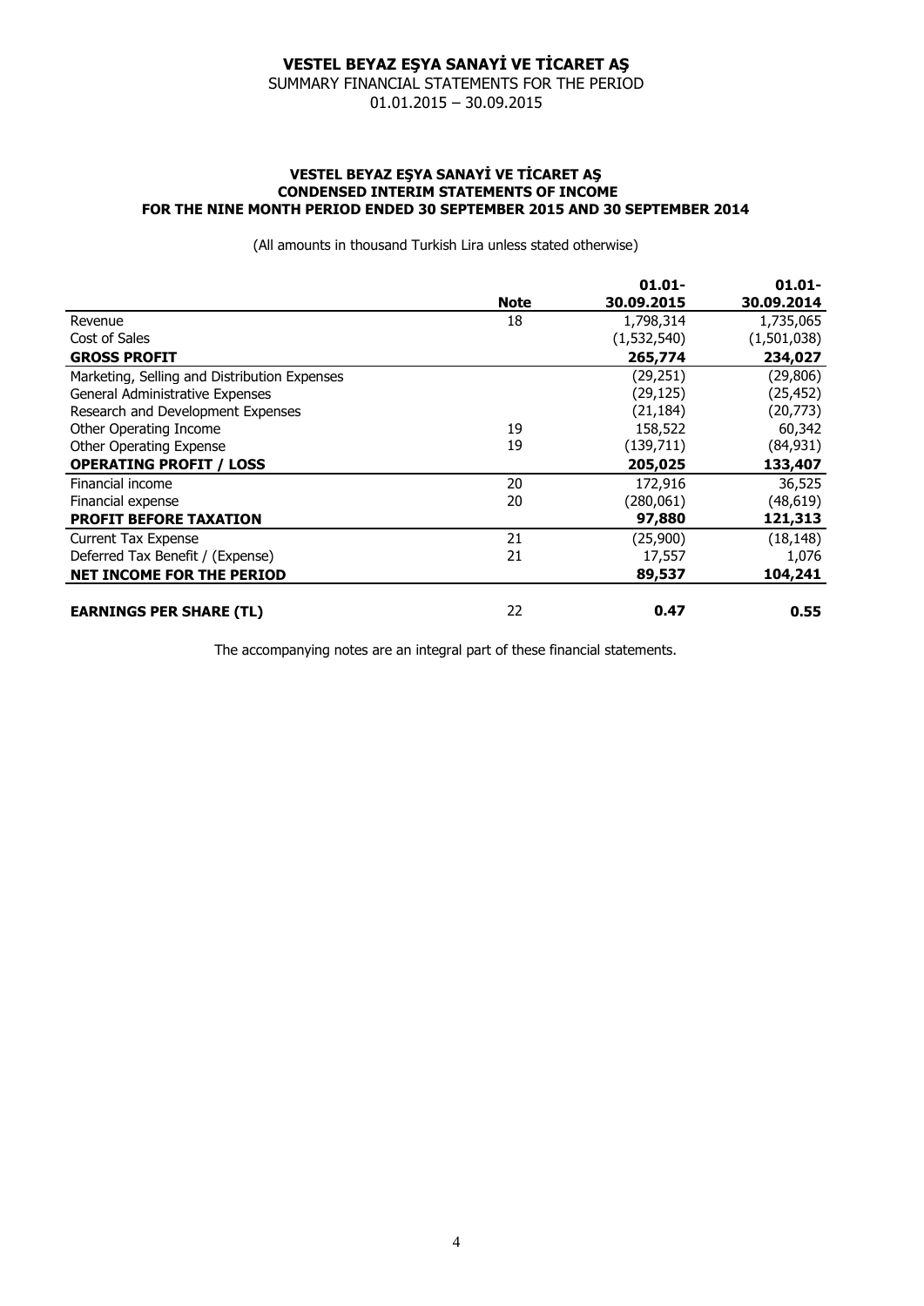# VESTEL BEYAZ EŞYA SANAYİ VE TİCARET AŞ

SUMMARY FINANCIAL STATEMENTS FOR THE PERIOD
01.01.2015 – 30.09.2015

## VESTEL BEYAZ EŞYA SANAYİ VE TİCARET AŞ
## CONDENSED INTERIM STATEMENTS OF INCOME
## FOR THE NINE MONTH PERIOD ENDED 30 SEPTEMBER 2015 AND 30 SEPTEMBER 2014

(All amounts in thousand Turkish Lira unless stated otherwise)

| | Note | 01.01-30.09.2015 | 01.01-30.09.2014 |
|---|---|---|---|
| Revenue | 18 | 1,798,314 | 1,735,065 |
| Cost of Sales | | (1,532,540) | (1,501,038) |
| **GROSS PROFIT** | | **265,774** | **234,027** |
| Marketing, Selling and Distribution Expenses | | (29,251) | (29,806) |
| General Administrative Expenses | | (29,125) | (25,452) |
| Research and Development Expenses | | (21,184) | (20,773) |
| Other Operating Income | 19 | 158,522 | 60,342 |
| Other Operating Expense | 19 | (139,711) | (84,931) |
| **OPERATING PROFIT / LOSS** | | **205,025** | **133,407** |
| Financial income | 20 | 172,916 | 36,525 |
| Financial expense | 20 | (280,061) | (48,619) |
| **PROFIT BEFORE TAXATION** | | **97,880** | **121,313** |
| Current Tax Expense | 21 | (25,900) | (18,148) |
| Deferred Tax Benefit / (Expense) | 21 | 17,557 | 1,076 |
| **NET INCOME FOR THE PERIOD** | | **89,537** | **104,241** |
| **EARNINGS PER SHARE (TL)** | 22 | **0.47** | **0.55** |

The accompanying notes are an integral part of these financial statements.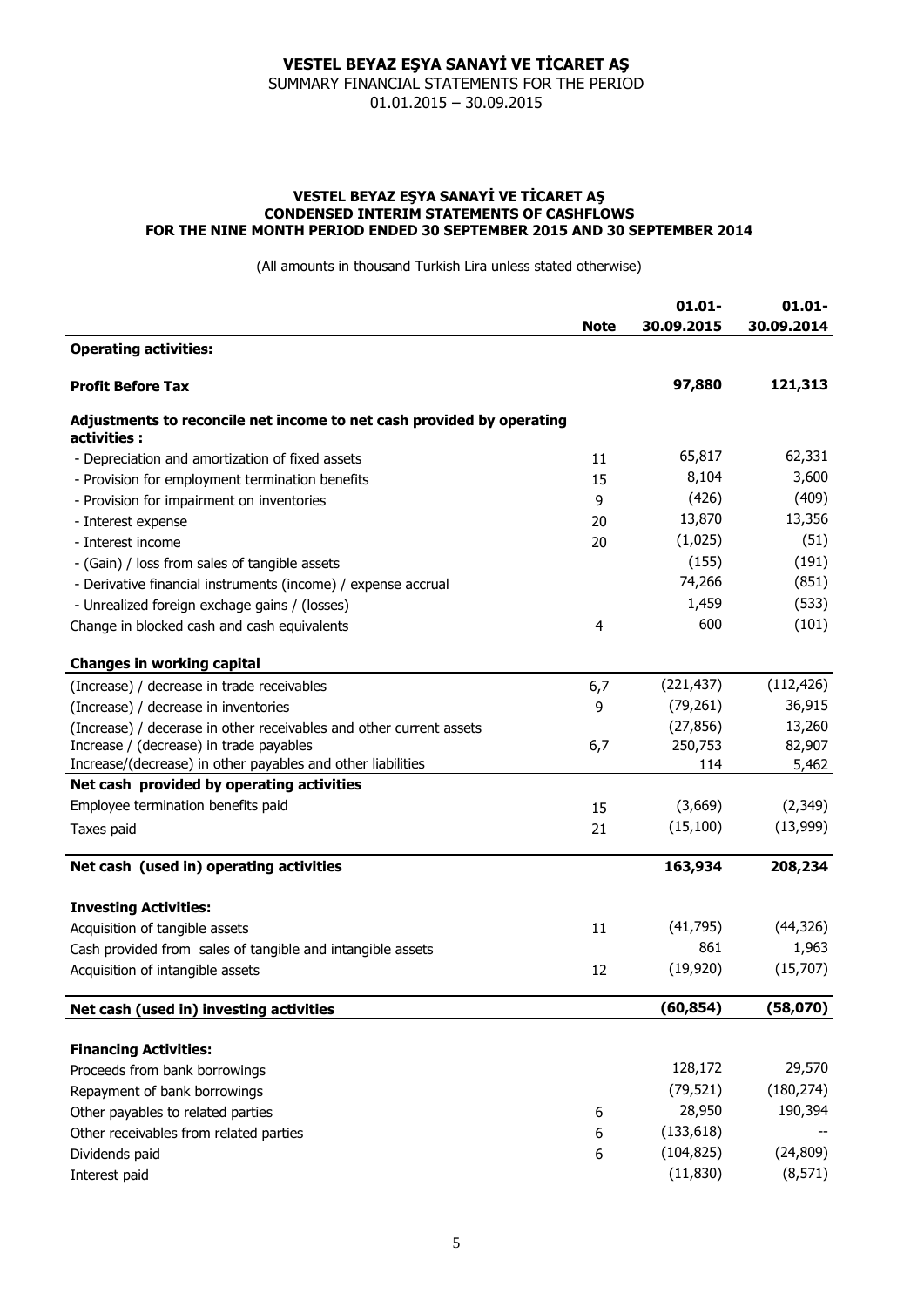# VESTEL BEYAZ EŞYA SANAYİ VE TİCARET AŞ

SUMMARY FINANCIAL STATEMENTS FOR THE PERIOD
01.01.2015 – 30.09.2015

## VESTEL BEYAZ EŞYA SANAYİ VE TİCARET AŞ
## CONDENSED INTERIM STATEMENTS OF CASHFLOWS
## FOR THE NINE MONTH PERIOD ENDED 30 SEPTEMBER 2015 AND 30 SEPTEMBER 2014

(All amounts in thousand Turkish Lira unless stated otherwise)

| | Note | 01.01-30.09.2015 | 01.01-30.09.2014 |
|---|---|---|---|
| **Operating activities:** | | | |
| **Profit Before Tax** | | **97,880** | **121,313** |
| **Adjustments to reconcile net income to net cash provided by operating activities :** | | | |
| - Depreciation and amortization of fixed assets | 11 | 65,817 | 62,331 |
| - Provision for employment termination benefits | 15 | 8,104 | 3,600 |
| - Provision for impairment on inventories | 9 | (426) | (409) |
| - Interest expense | 20 | 13,870 | 13,356 |
| - Interest income | 20 | (1,025) | (51) |
| - (Gain) / loss from sales of tangible assets | | (155) | (191) |
| - Derivative financial instruments (income) / expense accrual | | 74,266 | (851) |
| - Unrealized foreign exchage gains / (losses) | | 1,459 | (533) |
| Change in blocked cash and cash equivalents | 4 | 600 | (101) |
| **Changes in working capital** | | | |
| (Increase) / decrease in trade receivables | 6,7 | (221,437) | (112,426) |
| (Increase) / decrease in inventories | 9 | (79,261) | 36,915 |
| (Increase) / decerase in other receivables and other current assets | | (27,856) | 13,260 |
| Increase / (decrease) in trade payables | 6,7 | 250,753 | 82,907 |
| Increase/(decrease) in other payables and other liabilities | | 114 | 5,462 |
| **Net cash provided by operating activities** | | | |
| Employee termination benefits paid | 15 | (3,669) | (2,349) |
| Taxes paid | 21 | (15,100) | (13,999) |
| **Net cash (used in) operating activities** | | **163,934** | **208,234** |
| **Investing Activities:** | | | |
| Acquisition of tangible assets | 11 | (41,795) | (44,326) |
| Cash provided from sales of tangible and intangible assets | | 861 | 1,963 |
| Acquisition of intangible assets | 12 | (19,920) | (15,707) |
| **Net cash (used in) investing activities** | | **(60,854)** | **(58,070)** |
| **Financing Activities:** | | | |
| Proceeds from bank borrowings | | 128,172 | 29,570 |
| Repayment of bank borrowings | | (79,521) | (180,274) |
| Other payables to related parties | 6 | 28,950 | 190,394 |
| Other receivables from related parties | 6 | (133,618) | -- |
| Dividends paid | 6 | (104,825) | (24,809) |
| Interest paid | | (11,830) | (8,571) |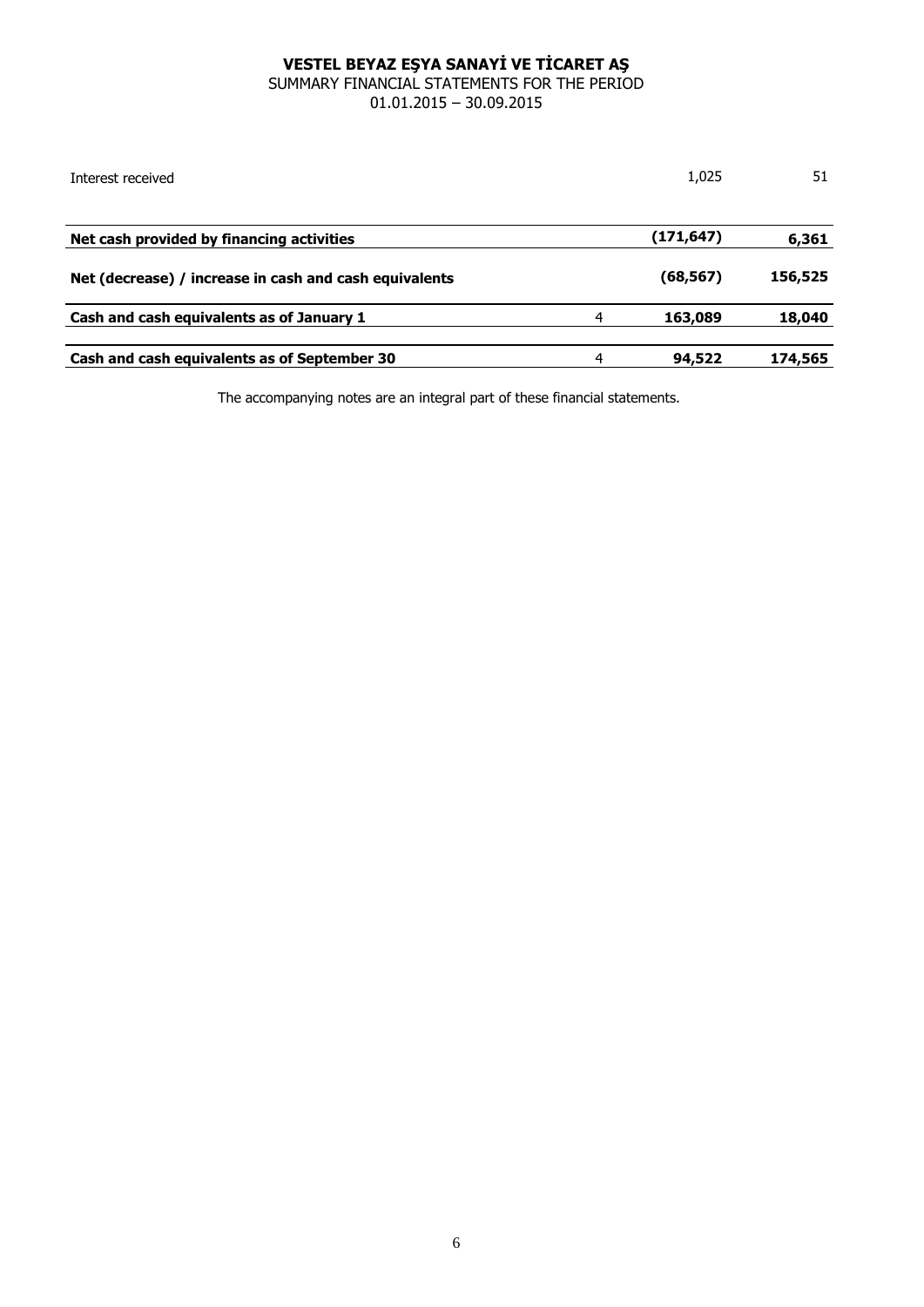| | | | |
|---|---|---|---|
| Interest received | | 1,025 | 51 |
| **Net cash provided by financing activities** | | **(171,647)** | **6,361** |
| **Net (decrease) / increase in cash and cash equivalents** | | **(68,567)** | **156,525** |
| **Cash and cash equivalents as of January 1** | 4 | **163,089** | **18,040** |
| **Cash and cash equivalents as of September 30** | 4 | **94,522** | **174,565** |

The accompanying notes are an integral part of these financial statements.